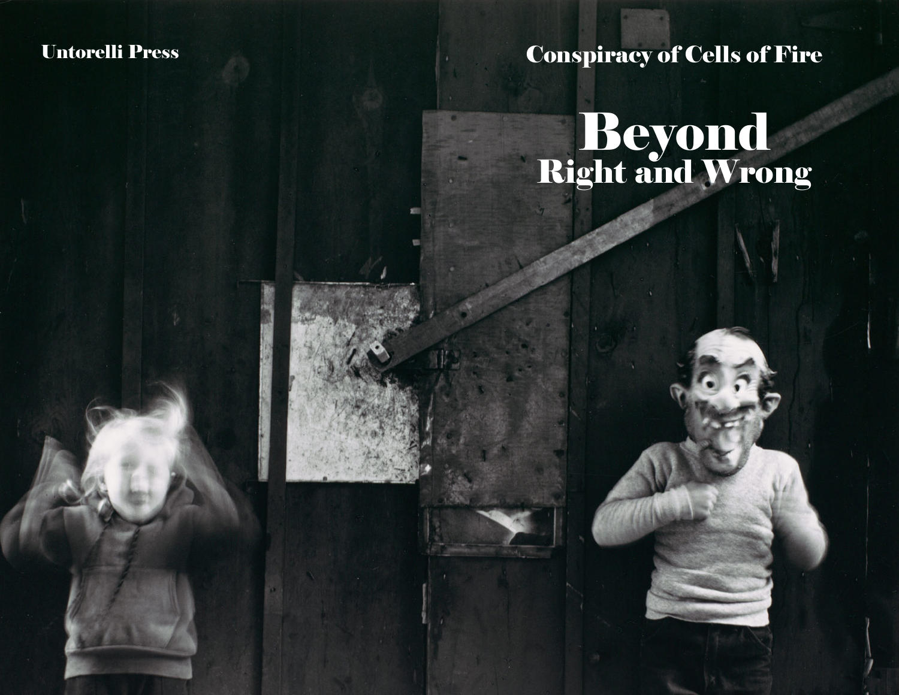Untorelli Press

Conspiracy of Cells of Fire

# Beyond
## Right and Wrong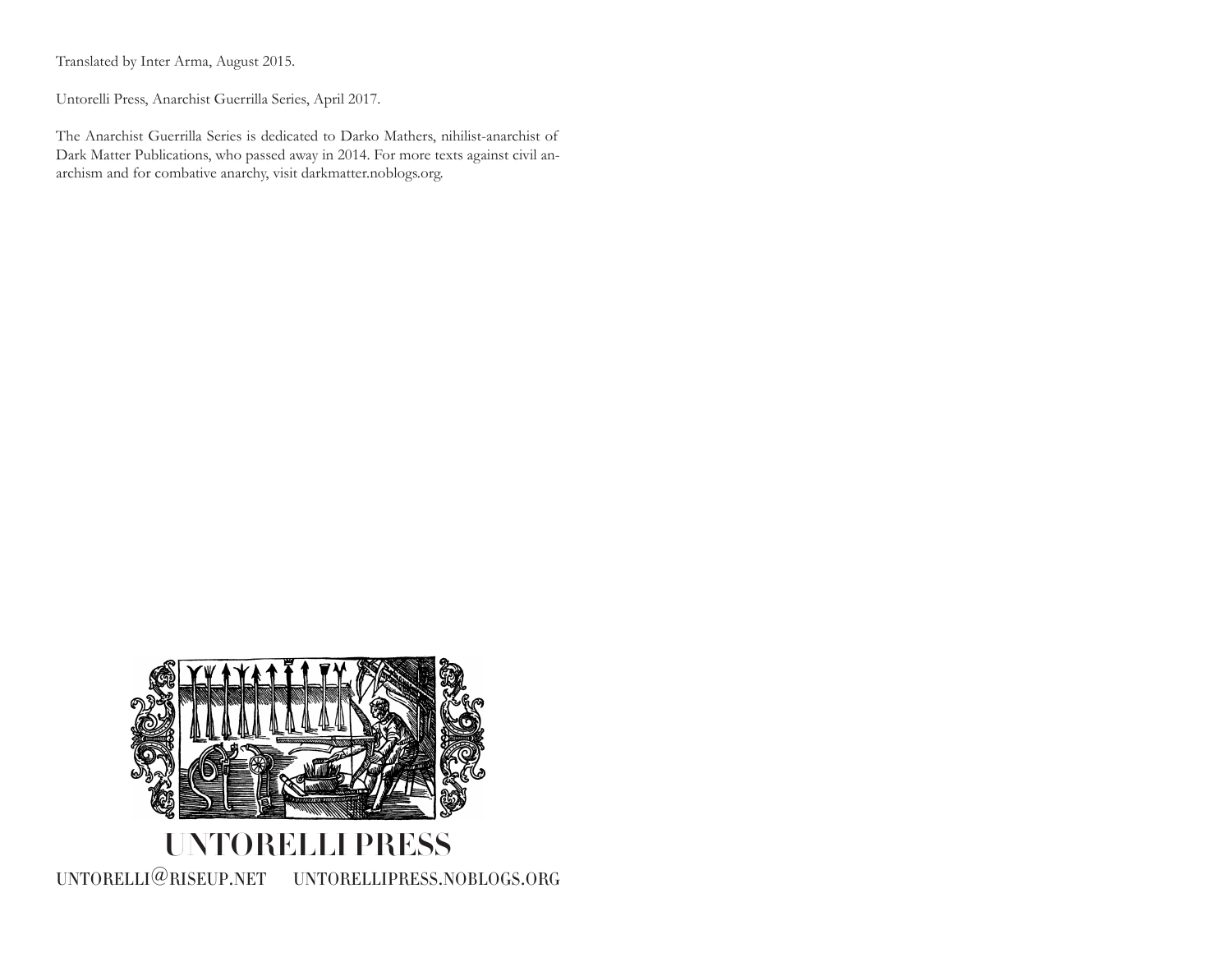Translated by Inter Arma, August 2015.

Untorelli Press, Anarchist Guerrilla Series, April 2017.

The Anarchist Guerrilla Series is dedicated to Darko Mathers, nihilist-anarchist of Dark Matter Publications, who passed away in 2014. For more texts against civil anarchism and for combative anarchy, visit darkmatter.noblogs.org.

UNTORELLI PRESS

UNTORELLI@RISEUP.NET UNTORELLIPRESS.NOBLOGS.ORG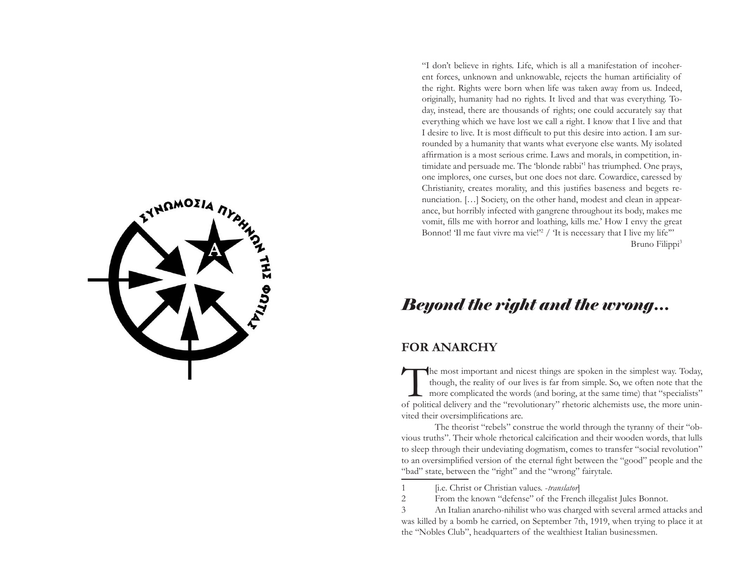"I don't believe in rights. Life, which is all a manifestation of incoherent forces, unknown and unknowable, rejects the human artificiality of the right. Rights were born when life was taken away from us. Indeed, originally, humanity had no rights. It lived and that was everything. Today, instead, there are thousands of rights; one could accurately say that everything which we have lost we call a right. I know that I live and that I desire to live. It is most difficult to put this desire into action. I am surrounded by a humanity that wants what everyone else wants. My isolated affirmation is a most serious crime. Laws and morals, in competition, intimidate and persuade me. The 'blonde rabbi'[1] has triumphed. One prays, one implores, one curses, but one does not dare. Cowardice, caressed by Christianity, creates morality, and this justifies baseness and begets renunciation. […] Society, on the other hand, modest and clean in appearance, but horribly infected with gangrene throughout its body, makes me vomit, fills me with horror and loathing, kills me.' How I envy the great Bonnot! 'Il me faut vivre ma vie!'[2] / 'It is necessary that I live my life'"

Bruno Filippi[3]

## *Beyond the right and the wrong...*

### FOR ANARCHY

The most important and nicest things are spoken in the simplest way. Today, though, the reality of our lives is far from simple. So, we often note that the more complicated the words (and boring, at the same time) that "specialists" of political delivery and the "revolutionary" rhetoric alchemists use, the more uninvited their oversimplifications are.

The theorist "rebels" construe the world through the tyranny of their "obvious truths". Their whole rhetorical calcification and their wooden words, that lulls to sleep through their undeviating dogmatism, comes to transfer "social revolution" to an oversimplified version of the eternal fight between the "good" people and the "bad" state, between the "right" and the "wrong" fairytale.

1 [i.e. Christ or Christian values. -*translator*]

2 From the known "defense" of the French illegalist Jules Bonnot.

3 An Italian anarcho-nihilist who was charged with several armed attacks and was killed by a bomb he carried, on September 7th, 1919, when trying to place it at the "Nobles Club", headquarters of the wealthiest Italian businessmen.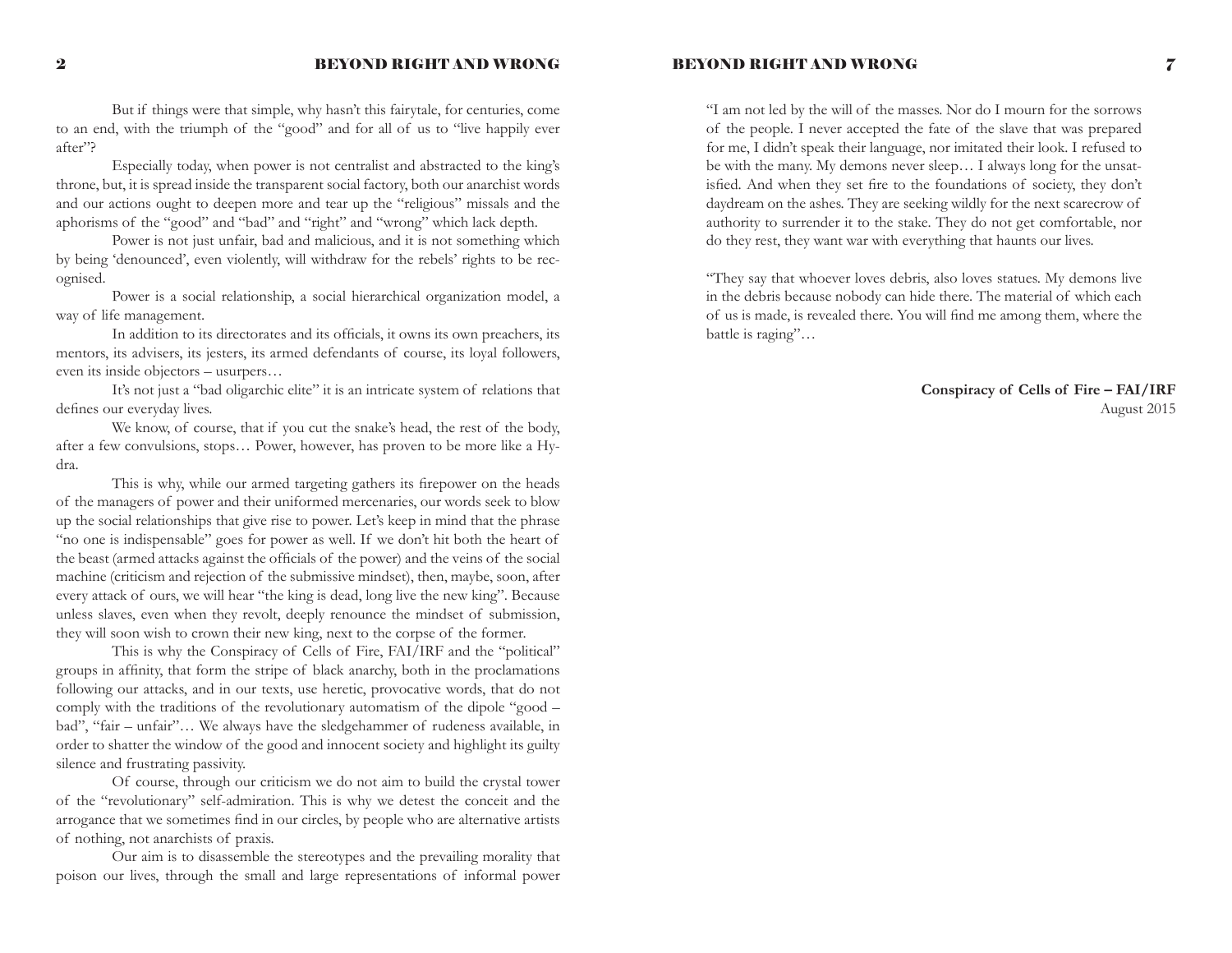But if things were that simple, why hasn't this fairytale, for centuries, come to an end, with the triumph of the "good" and for all of us to "live happily ever after"?

Especially today, when power is not centralist and abstracted to the king's throne, but, it is spread inside the transparent social factory, both our anarchist words and our actions ought to deepen more and tear up the "religious" missals and the aphorisms of the "good" and "bad" and "right" and "wrong" which lack depth.

Power is not just unfair, bad and malicious, and it is not something which by being 'denounced', even violently, will withdraw for the rebels' rights to be recognised.

Power is a social relationship, a social hierarchical organization model, a way of life management.

In addition to its directorates and its officials, it owns its own preachers, its mentors, its advisers, its jesters, its armed defendants of course, its loyal followers, even its inside objectors – usurpers…

It's not just a "bad oligarchic elite" it is an intricate system of relations that defines our everyday lives.

We know, of course, that if you cut the snake's head, the rest of the body, after a few convulsions, stops… Power, however, has proven to be more like a Hydra.

This is why, while our armed targeting gathers its firepower on the heads of the managers of power and their uniformed mercenaries, our words seek to blow up the social relationships that give rise to power. Let's keep in mind that the phrase "no one is indispensable" goes for power as well. If we don't hit both the heart of the beast (armed attacks against the officials of the power) and the veins of the social machine (criticism and rejection of the submissive mindset), then, maybe, soon, after every attack of ours, we will hear "the king is dead, long live the new king". Because unless slaves, even when they revolt, deeply renounce the mindset of submission, they will soon wish to crown their new king, next to the corpse of the former.

This is why the Conspiracy of Cells of Fire, FAI/IRF and the "political" groups in affinity, that form the stripe of black anarchy, both in the proclamations following our attacks, and in our texts, use heretic, provocative words, that do not comply with the traditions of the revolutionary automatism of the dipole "good – bad", "fair – unfair"… We always have the sledgehammer of rudeness available, in order to shatter the window of the good and innocent society and highlight its guilty silence and frustrating passivity.

Of course, through our criticism we do not aim to build the crystal tower of the "revolutionary" self-admiration. This is why we detest the conceit and the arrogance that we sometimes find in our circles, by people who are alternative artists of nothing, not anarchists of praxis.

Our aim is to disassemble the stereotypes and the prevailing morality that poison our lives, through the small and large representations of informal power

"I am not led by the will of the masses. Nor do I mourn for the sorrows of the people. I never accepted the fate of the slave that was prepared for me, I didn't speak their language, nor imitated their look. I refused to be with the many. My demons never sleep… I always long for the unsatisfied. And when they set fire to the foundations of society, they don't daydream on the ashes. They are seeking wildly for the next scarecrow of authority to surrender it to the stake. They do not get comfortable, nor do they rest, they want war with everything that haunts our lives.

"They say that whoever loves debris, also loves statues. My demons live in the debris because nobody can hide there. The material of which each of us is made, is revealed there. You will find me among them, where the battle is raging"…

**Conspiracy of Cells of Fire – FAI/IRF**
August 2015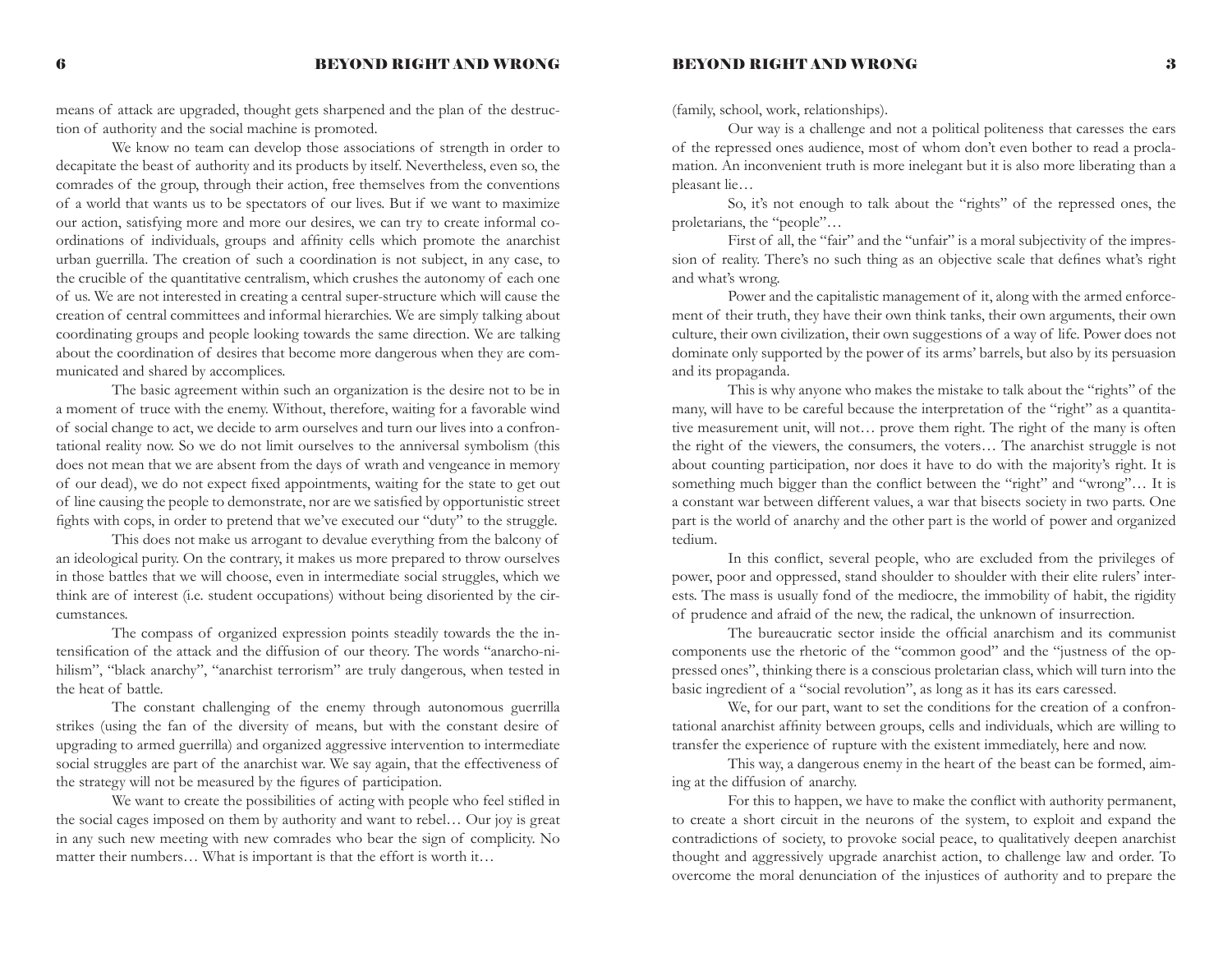means of attack are upgraded, thought gets sharpened and the plan of the destruction of authority and the social machine is promoted.

We know no team can develop those associations of strength in order to decapitate the beast of authority and its products by itself. Nevertheless, even so, the comrades of the group, through their action, free themselves from the conventions of a world that wants us to be spectators of our lives. But if we want to maximize our action, satisfying more and more our desires, we can try to create informal coordinations of individuals, groups and affinity cells which promote the anarchist urban guerrilla. The creation of such a coordination is not subject, in any case, to the crucible of the quantitative centralism, which crushes the autonomy of each one of us. We are not interested in creating a central super-structure which will cause the creation of central committees and informal hierarchies. We are simply talking about coordinating groups and people looking towards the same direction. We are talking about the coordination of desires that become more dangerous when they are communicated and shared by accomplices.

The basic agreement within such an organization is the desire not to be in a moment of truce with the enemy. Without, therefore, waiting for a favorable wind of social change to act, we decide to arm ourselves and turn our lives into a confrontational reality now. So we do not limit ourselves to the anniversal symbolism (this does not mean that we are absent from the days of wrath and vengeance in memory of our dead), we do not expect fixed appointments, waiting for the state to get out of line causing the people to demonstrate, nor are we satisfied by opportunistic street fights with cops, in order to pretend that we've executed our "duty" to the struggle.

This does not make us arrogant to devalue everything from the balcony of an ideological purity. On the contrary, it makes us more prepared to throw ourselves in those battles that we will choose, even in intermediate social struggles, which we think are of interest (i.e. student occupations) without being disoriented by the circumstances.

The compass of organized expression points steadily towards the the intensification of the attack and the diffusion of our theory. The words "anarcho-nihilism", "black anarchy", "anarchist terrorism" are truly dangerous, when tested in the heat of battle.

The constant challenging of the enemy through autonomous guerrilla strikes (using the fan of the diversity of means, but with the constant desire of upgrading to armed guerrilla) and organized aggressive intervention to intermediate social struggles are part of the anarchist war. We say again, that the effectiveness of the strategy will not be measured by the figures of participation.

We want to create the possibilities of acting with people who feel stifled in the social cages imposed on them by authority and want to rebel… Our joy is great in any such new meeting with new comrades who bear the sign of complicity. No matter their numbers… What is important is that the effort is worth it…

(family, school, work, relationships).

Our way is a challenge and not a political politeness that caresses the ears of the repressed ones audience, most of whom don't even bother to read a proclamation. An inconvenient truth is more inelegant but it is also more liberating than a pleasant lie…

So, it's not enough to talk about the "rights" of the repressed ones, the proletarians, the "people"…

First of all, the "fair" and the "unfair" is a moral subjectivity of the impression of reality. There's no such thing as an objective scale that defines what's right and what's wrong.

Power and the capitalistic management of it, along with the armed enforcement of their truth, they have their own think tanks, their own arguments, their own culture, their own civilization, their own suggestions of a way of life. Power does not dominate only supported by the power of its arms' barrels, but also by its persuasion and its propaganda.

This is why anyone who makes the mistake to talk about the "rights" of the many, will have to be careful because the interpretation of the "right" as a quantitative measurement unit, will not… prove them right. The right of the many is often the right of the viewers, the consumers, the voters… The anarchist struggle is not about counting participation, nor does it have to do with the majority's right. It is something much bigger than the conflict between the "right" and "wrong"… It is a constant war between different values, a war that bisects society in two parts. One part is the world of anarchy and the other part is the world of power and organized tedium.

In this conflict, several people, who are excluded from the privileges of power, poor and oppressed, stand shoulder to shoulder with their elite rulers' interests. The mass is usually fond of the mediocre, the immobility of habit, the rigidity of prudence and afraid of the new, the radical, the unknown of insurrection.

The bureaucratic sector inside the official anarchism and its communist components use the rhetoric of the "common good" and the "justness of the oppressed ones", thinking there is a conscious proletarian class, which will turn into the basic ingredient of a "social revolution", as long as it has its ears caressed.

We, for our part, want to set the conditions for the creation of a confrontational anarchist affinity between groups, cells and individuals, which are willing to transfer the experience of rupture with the existent immediately, here and now.

This way, a dangerous enemy in the heart of the beast can be formed, aiming at the diffusion of anarchy.

For this to happen, we have to make the conflict with authority permanent, to create a short circuit in the neurons of the system, to exploit and expand the contradictions of society, to provoke social peace, to qualitatively deepen anarchist thought and aggressively upgrade anarchist action, to challenge law and order. To overcome the moral denunciation of the injustices of authority and to prepare the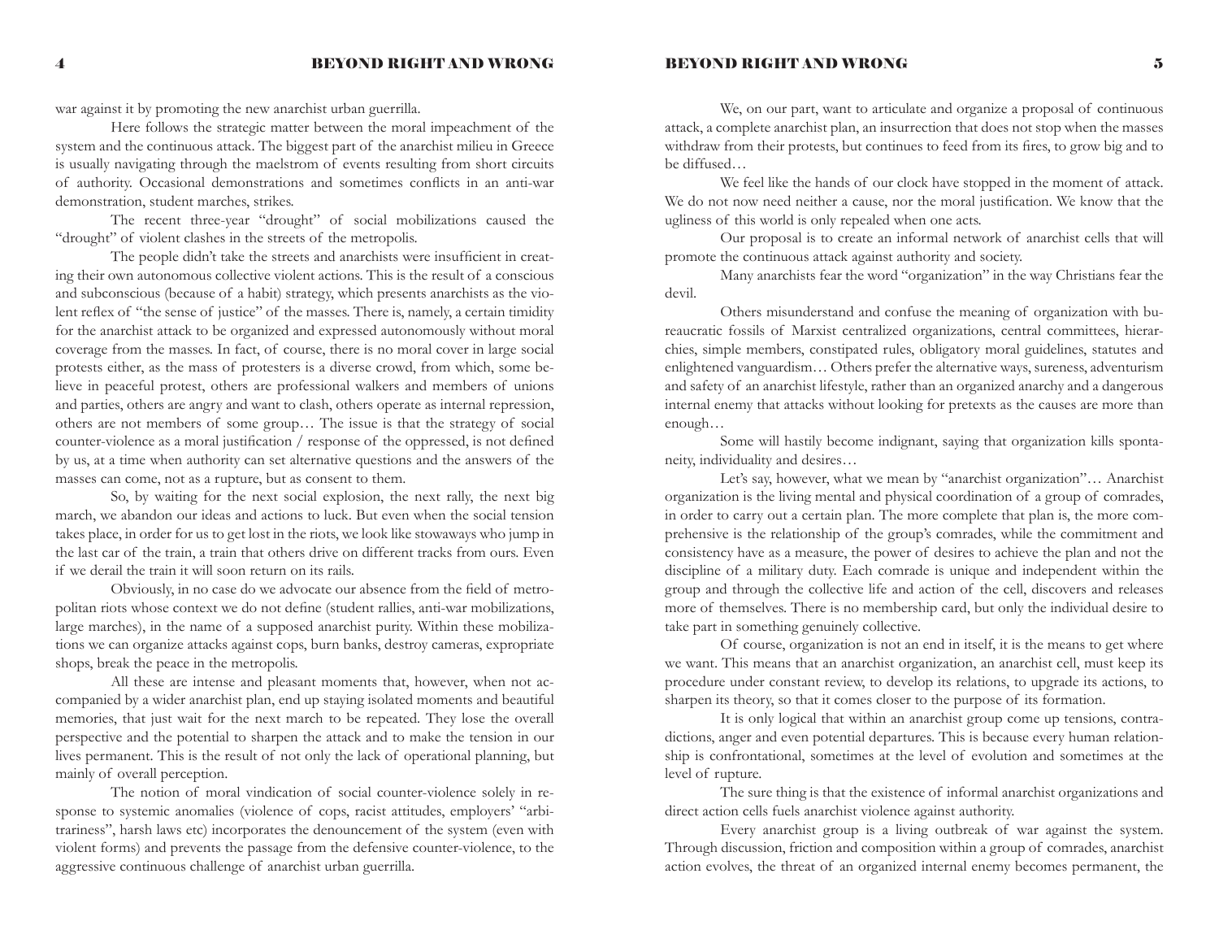war against it by promoting the new anarchist urban guerrilla.

Here follows the strategic matter between the moral impeachment of the system and the continuous attack. The biggest part of the anarchist milieu in Greece is usually navigating through the maelstrom of events resulting from short circuits of authority. Occasional demonstrations and sometimes conflicts in an anti-war demonstration, student marches, strikes.

The recent three-year "drought" of social mobilizations caused the "drought" of violent clashes in the streets of the metropolis.

The people didn't take the streets and anarchists were insufficient in creating their own autonomous collective violent actions. This is the result of a conscious and subconscious (because of a habit) strategy, which presents anarchists as the violent reflex of "the sense of justice" of the masses. There is, namely, a certain timidity for the anarchist attack to be organized and expressed autonomously without moral coverage from the masses. In fact, of course, there is no moral cover in large social protests either, as the mass of protesters is a diverse crowd, from which, some believe in peaceful protest, others are professional walkers and members of unions and parties, others are angry and want to clash, others operate as internal repression, others are not members of some group… The issue is that the strategy of social counter-violence as a moral justification / response of the oppressed, is not defined by us, at a time when authority can set alternative questions and the answers of the masses can come, not as a rupture, but as consent to them.

So, by waiting for the next social explosion, the next rally, the next big march, we abandon our ideas and actions to luck. But even when the social tension takes place, in order for us to get lost in the riots, we look like stowaways who jump in the last car of the train, a train that others drive on different tracks from ours. Even if we derail the train it will soon return on its rails.

Obviously, in no case do we advocate our absence from the field of metropolitan riots whose context we do not define (student rallies, anti-war mobilizations, large marches), in the name of a supposed anarchist purity. Within these mobilizations we can organize attacks against cops, burn banks, destroy cameras, expropriate shops, break the peace in the metropolis.

All these are intense and pleasant moments that, however, when not accompanied by a wider anarchist plan, end up staying isolated moments and beautiful memories, that just wait for the next march to be repeated. They lose the overall perspective and the potential to sharpen the attack and to make the tension in our lives permanent. This is the result of not only the lack of operational planning, but mainly of overall perception.

The notion of moral vindication of social counter-violence solely in response to systemic anomalies (violence of cops, racist attitudes, employers' "arbitrariness", harsh laws etc) incorporates the denouncement of the system (even with violent forms) and prevents the passage from the defensive counter-violence, to the aggressive continuous challenge of anarchist urban guerrilla.

We, on our part, want to articulate and organize a proposal of continuous attack, a complete anarchist plan, an insurrection that does not stop when the masses withdraw from their protests, but continues to feed from its fires, to grow big and to be diffused…

We feel like the hands of our clock have stopped in the moment of attack. We do not now need neither a cause, nor the moral justification. We know that the ugliness of this world is only repealed when one acts.

Our proposal is to create an informal network of anarchist cells that will promote the continuous attack against authority and society.

Many anarchists fear the word "organization" in the way Christians fear the devil.

Others misunderstand and confuse the meaning of organization with bureaucratic fossils of Marxist centralized organizations, central committees, hierarchies, simple members, constipated rules, obligatory moral guidelines, statutes and enlightened vanguardism… Others prefer the alternative ways, sureness, adventurism and safety of an anarchist lifestyle, rather than an organized anarchy and a dangerous internal enemy that attacks without looking for pretexts as the causes are more than enough…

Some will hastily become indignant, saying that organization kills spontaneity, individuality and desires…

Let's say, however, what we mean by "anarchist organization"… Anarchist organization is the living mental and physical coordination of a group of comrades, in order to carry out a certain plan. The more complete that plan is, the more comprehensive is the relationship of the group's comrades, while the commitment and consistency have as a measure, the power of desires to achieve the plan and not the discipline of a military duty. Each comrade is unique and independent within the group and through the collective life and action of the cell, discovers and releases more of themselves. There is no membership card, but only the individual desire to take part in something genuinely collective.

Of course, organization is not an end in itself, it is the means to get where we want. This means that an anarchist organization, an anarchist cell, must keep its procedure under constant review, to develop its relations, to upgrade its actions, to sharpen its theory, so that it comes closer to the purpose of its formation.

It is only logical that within an anarchist group come up tensions, contradictions, anger and even potential departures. This is because every human relationship is confrontational, sometimes at the level of evolution and sometimes at the level of rupture.

The sure thing is that the existence of informal anarchist organizations and direct action cells fuels anarchist violence against authority.

Every anarchist group is a living outbreak of war against the system. Through discussion, friction and composition within a group of comrades, anarchist action evolves, the threat of an organized internal enemy becomes permanent, the